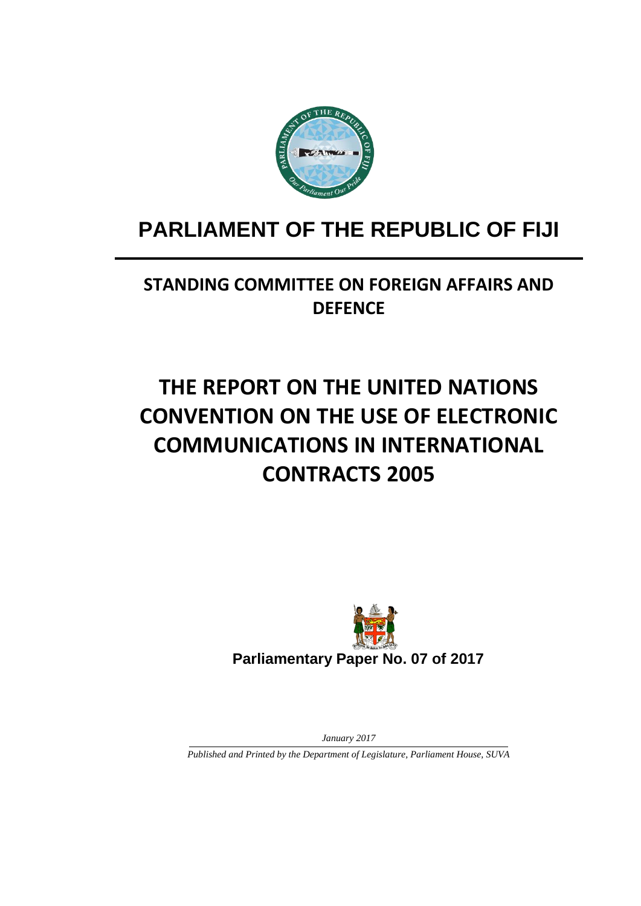# PARLIAMENT OF THE REPUBLIC OF FIJI

## STANDING COMMITTEE ON FOREIGN AFFAIRS AND DEFENCE

# THE REPORT ON THE UNITED NATIONS CONVENTION ON THE USE OF ELECTRONIC COMMUNICATIONS IN INTERNATIONAL CONTRACTS 2005

**Parliamentary Paper No. 07 of 2017**

*January 2017*

*Published and Printed by the Department of Legislature, Parliament House, SUVA*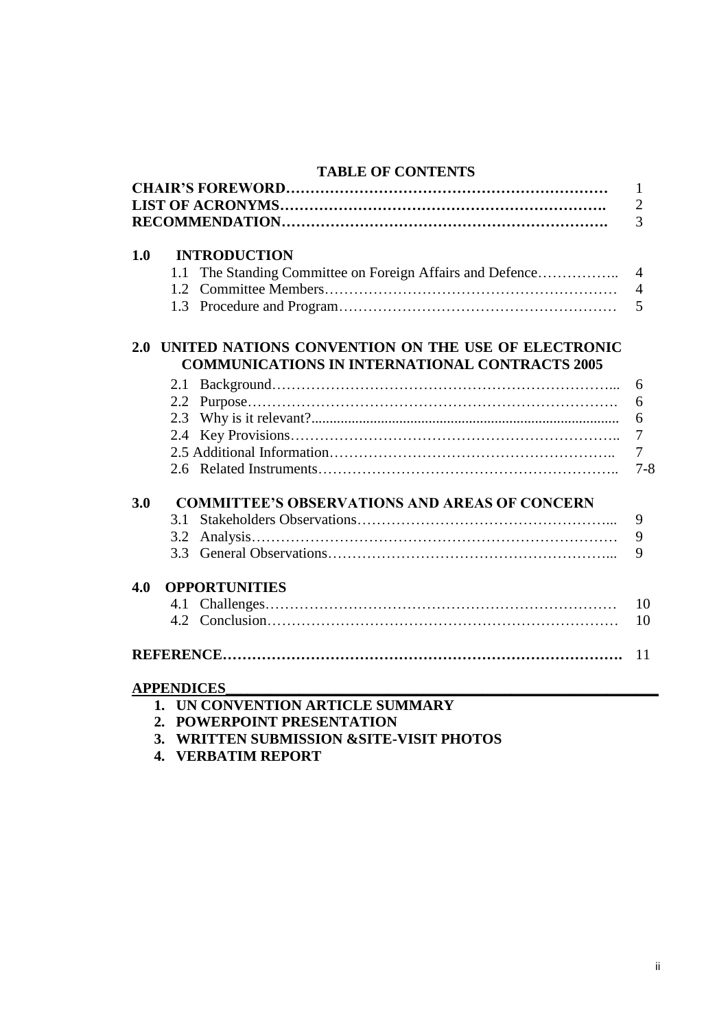## TABLE OF CONTENTS

| | |
|---|---|
| **CHAIR'S FOREWORD** | 1 |
| **LIST OF ACRONYMS** | 2 |
| **RECOMMENDATION** | 3 |
| **1.0 INTRODUCTION** | |
| 1.1 The Standing Committee on Foreign Affairs and Defence | 4 |
| 1.2 Committee Members | 4 |
| 1.3 Procedure and Program | 5 |
| **2.0 UNITED NATIONS CONVENTION ON THE USE OF ELECTRONIC COMMUNICATIONS IN INTERNATIONAL CONTRACTS 2005** | |
| 2.1 Background | 6 |
| 2.2 Purpose | 6 |
| 2.3 Why is it relevant? | 6 |
| 2.4 Key Provisions | 7 |
| 2.5 Additional Information | 7 |
| 2.6 Related Instruments | 7-8 |
| **3.0 COMMITTEE'S OBSERVATIONS AND AREAS OF CONCERN** | |
| 3.1 Stakeholders Observations | 9 |
| 3.2 Analysis | 9 |
| 3.3 General Observations | 9 |
| **4.0 OPPORTUNITIES** | |
| 4.1 Challenges | 10 |
| 4.2 Conclusion | 10 |
| **REFERENCE** | 11 |

**APPENDICES**

1. **UN CONVENTION ARTICLE SUMMARY**
2. **POWERPOINT PRESENTATION**
3. **WRITTEN SUBMISSION &SITE-VISIT PHOTOS**
4. **VERBATIM REPORT**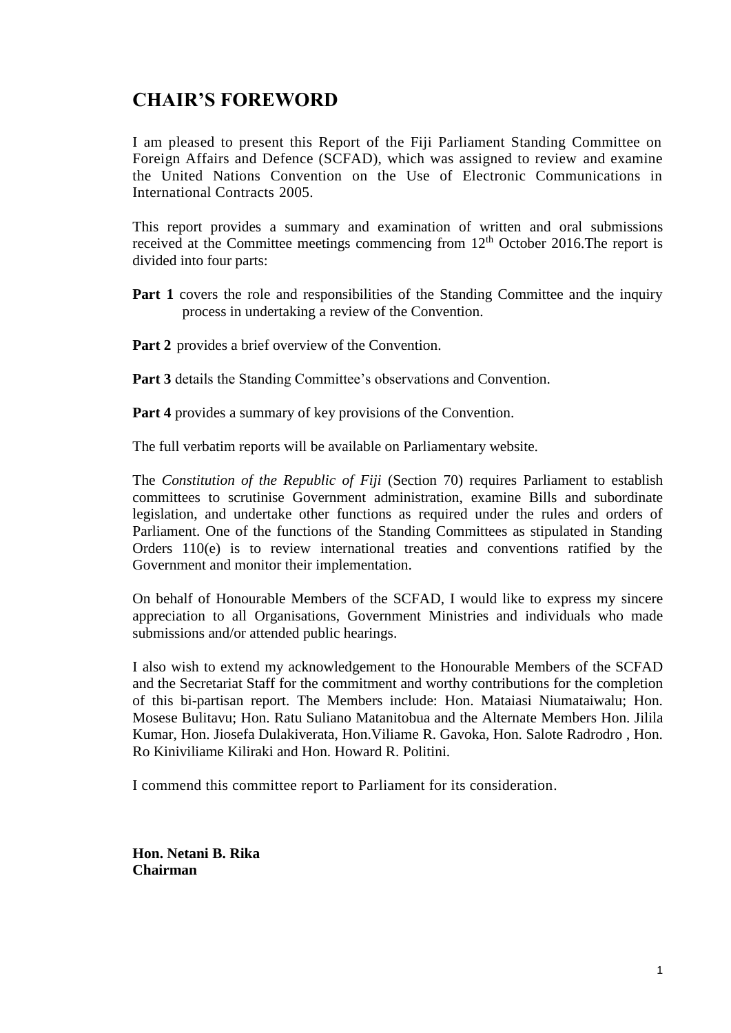# CHAIR'S FOREWORD

I am pleased to present this Report of the Fiji Parliament Standing Committee on Foreign Affairs and Defence (SCFAD), which was assigned to review and examine the United Nations Convention on the Use of Electronic Communications in International Contracts 2005.

This report provides a summary and examination of written and oral submissions received at the Committee meetings commencing from 12th October 2016.The report is divided into four parts:

**Part 1** covers the role and responsibilities of the Standing Committee and the inquiry process in undertaking a review of the Convention.

**Part 2** provides a brief overview of the Convention.

**Part 3** details the Standing Committee's observations and Convention.

**Part 4** provides a summary of key provisions of the Convention.

The full verbatim reports will be available on Parliamentary website.

The *Constitution of the Republic of Fiji* (Section 70) requires Parliament to establish committees to scrutinise Government administration, examine Bills and subordinate legislation, and undertake other functions as required under the rules and orders of Parliament. One of the functions of the Standing Committees as stipulated in Standing Orders 110(e) is to review international treaties and conventions ratified by the Government and monitor their implementation.

On behalf of Honourable Members of the SCFAD, I would like to express my sincere appreciation to all Organisations, Government Ministries and individuals who made submissions and/or attended public hearings.

I also wish to extend my acknowledgement to the Honourable Members of the SCFAD and the Secretariat Staff for the commitment and worthy contributions for the completion of this bi-partisan report. The Members include: Hon. Mataiasi Niumataiwalu; Hon. Mosese Bulitavu; Hon. Ratu Suliano Matanitobua and the Alternate Members Hon. Jilila Kumar, Hon. Jiosefa Dulakiverata, Hon.Viliame R. Gavoka, Hon. Salote Radrodro , Hon. Ro Kiniviliame Kiliraki and Hon. Howard R. Politini.

I commend this committee report to Parliament for its consideration.

**Hon. Netani B. Rika**
**Chairman**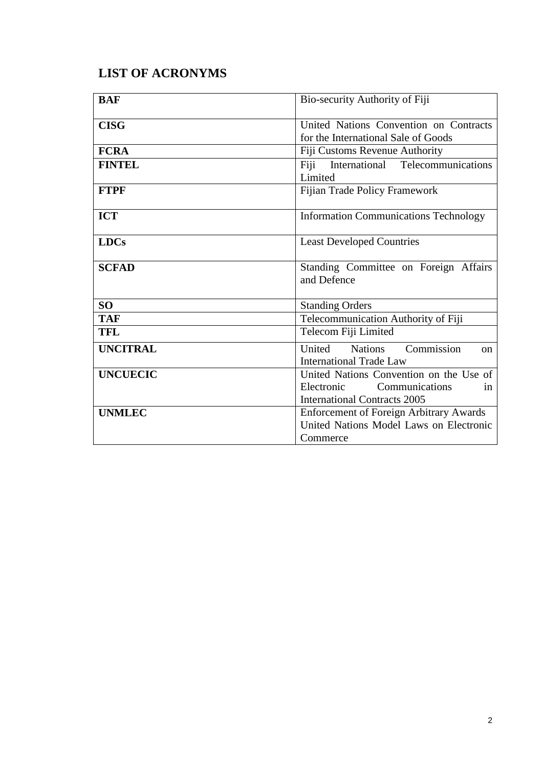## LIST OF ACRONYMS

| | |
|---|---|
| **BAF** | Bio-security Authority of Fiji |
| **CISG** | United Nations Convention on Contracts for the International Sale of Goods |
| **FCRA** | Fiji Customs Revenue Authority |
| **FINTEL** | Fiji International Telecommunications Limited |
| **FTPF** | Fijian Trade Policy Framework |
| **ICT** | Information Communications Technology |
| **LDCs** | Least Developed Countries |
| **SCFAD** | Standing Committee on Foreign Affairs and Defence |
| **SO** | Standing Orders |
| **TAF** | Telecommunication Authority of Fiji |
| **TFL** | Telecom Fiji Limited |
| **UNCITRAL** | United Nations Commission on International Trade Law |
| **UNCUECIC** | United Nations Convention on the Use of Electronic Communications in International Contracts 2005 |
| **UNMLEC** | Enforcement of Foreign Arbitrary Awards United Nations Model Laws on Electronic Commerce |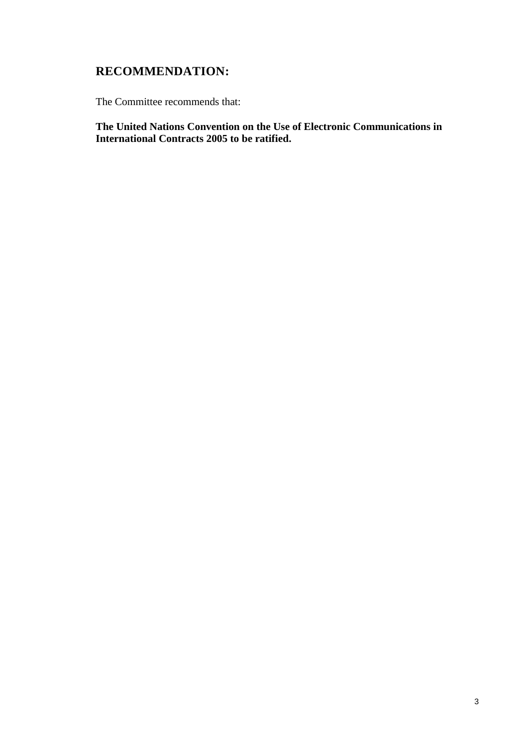## RECOMMENDATION:

The Committee recommends that:

**The United Nations Convention on the Use of Electronic Communications in International Contracts 2005 to be ratified.**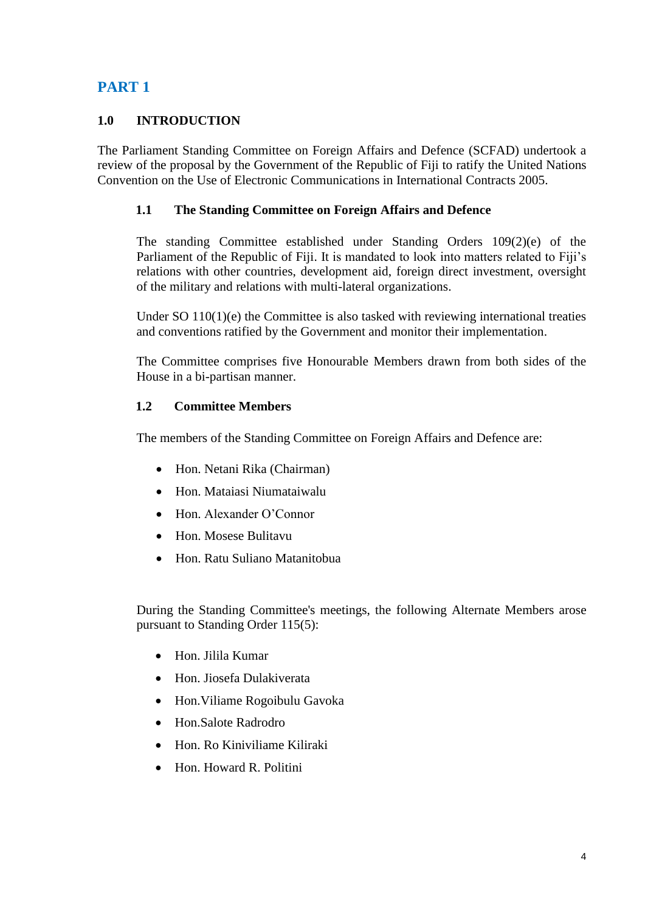# PART 1

## 1.0 INTRODUCTION

The Parliament Standing Committee on Foreign Affairs and Defence (SCFAD) undertook a review of the proposal by the Government of the Republic of Fiji to ratify the United Nations Convention on the Use of Electronic Communications in International Contracts 2005.

### 1.1 The Standing Committee on Foreign Affairs and Defence

The standing Committee established under Standing Orders 109(2)(e) of the Parliament of the Republic of Fiji. It is mandated to look into matters related to Fiji's relations with other countries, development aid, foreign direct investment, oversight of the military and relations with multi-lateral organizations.

Under SO 110(1)(e) the Committee is also tasked with reviewing international treaties and conventions ratified by the Government and monitor their implementation.

The Committee comprises five Honourable Members drawn from both sides of the House in a bi-partisan manner.

### 1.2 Committee Members

The members of the Standing Committee on Foreign Affairs and Defence are:

- Hon. Netani Rika (Chairman)
- Hon. Mataiasi Niumataiwalu
- Hon. Alexander O'Connor
- Hon. Mosese Bulitavu
- Hon. Ratu Suliano Matanitobua

During the Standing Committee's meetings, the following Alternate Members arose pursuant to Standing Order 115(5):

- Hon. Jilila Kumar
- Hon. Jiosefa Dulakiverata
- Hon.Viliame Rogoibulu Gavoka
- Hon.Salote Radrodro
- Hon. Ro Kiniviliame Kiliraki
- Hon. Howard R. Politini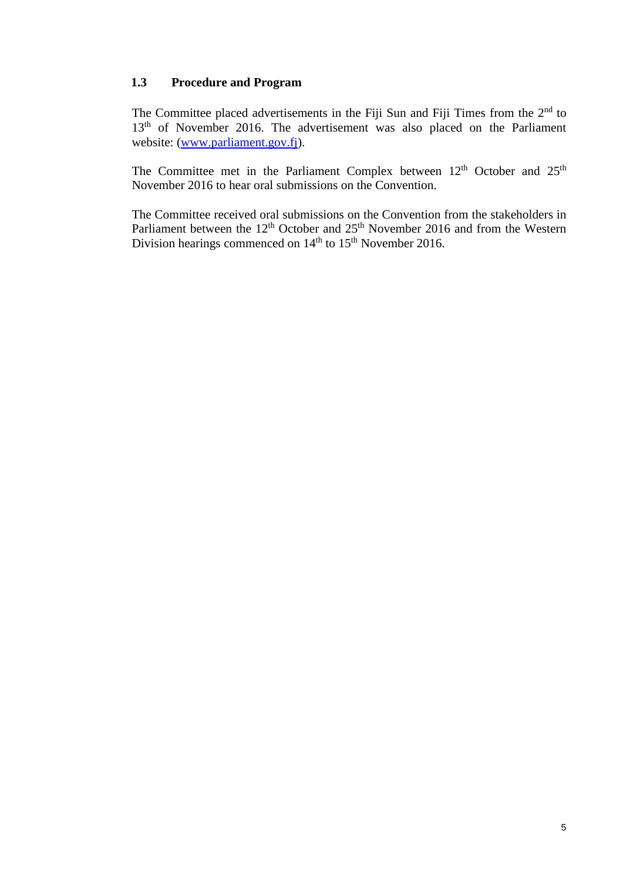### 1.3 Procedure and Program

The Committee placed advertisements in the Fiji Sun and Fiji Times from the 2nd to 13th of November 2016. The advertisement was also placed on the Parliament website: ([www.parliament.gov.fj](http://www.parliament.gov.fj)).

The Committee met in the Parliament Complex between 12th October and 25th November 2016 to hear oral submissions on the Convention.

The Committee received oral submissions on the Convention from the stakeholders in Parliament between the 12th October and 25th November 2016 and from the Western Division hearings commenced on 14th to 15th November 2016.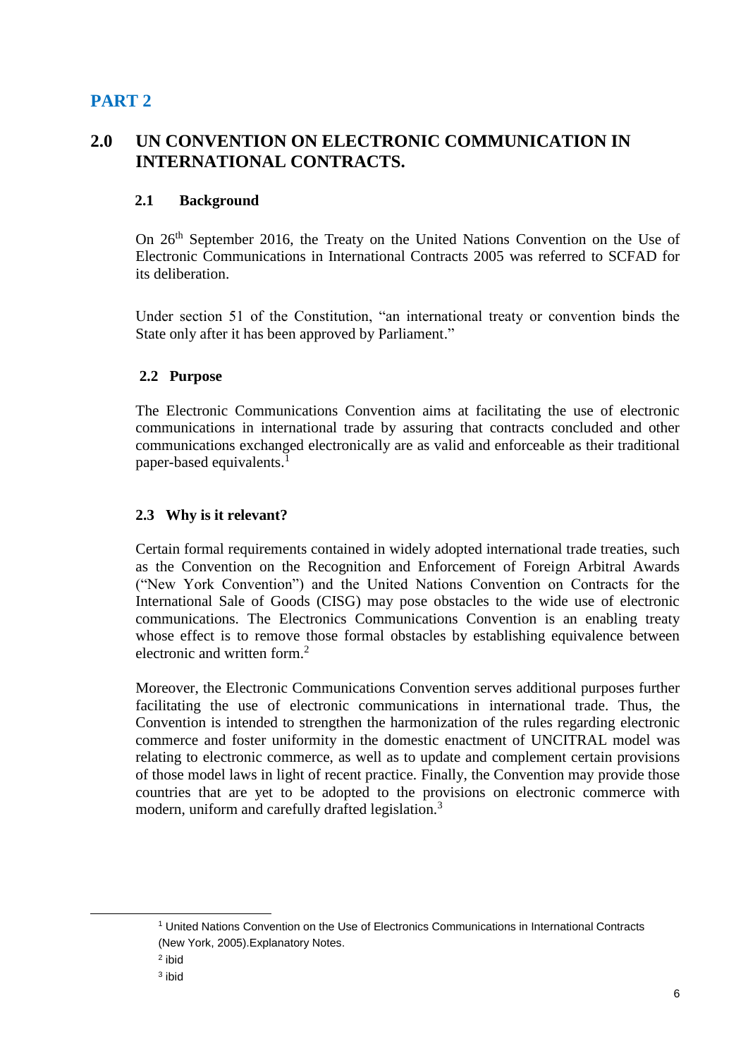# PART 2

## 2.0 UN CONVENTION ON ELECTRONIC COMMUNICATION IN INTERNATIONAL CONTRACTS.

### 2.1 Background

On 26th September 2016, the Treaty on the United Nations Convention on the Use of Electronic Communications in International Contracts 2005 was referred to SCFAD for its deliberation.

Under section 51 of the Constitution, "an international treaty or convention binds the State only after it has been approved by Parliament."

### 2.2 Purpose

The Electronic Communications Convention aims at facilitating the use of electronic communications in international trade by assuring that contracts concluded and other communications exchanged electronically are as valid and enforceable as their traditional paper-based equivalents.[1]

### 2.3 Why is it relevant?

Certain formal requirements contained in widely adopted international trade treaties, such as the Convention on the Recognition and Enforcement of Foreign Arbitral Awards ("New York Convention") and the United Nations Convention on Contracts for the International Sale of Goods (CISG) may pose obstacles to the wide use of electronic communications. The Electronics Communications Convention is an enabling treaty whose effect is to remove those formal obstacles by establishing equivalence between electronic and written form.[2]

Moreover, the Electronic Communications Convention serves additional purposes further facilitating the use of electronic communications in international trade. Thus, the Convention is intended to strengthen the harmonization of the rules regarding electronic commerce and foster uniformity in the domestic enactment of UNCITRAL model was relating to electronic commerce, as well as to update and complement certain provisions of those model laws in light of recent practice. Finally, the Convention may provide those countries that are yet to be adopted to the provisions on electronic commerce with modern, uniform and carefully drafted legislation.[3]

---

[1] United Nations Convention on the Use of Electronics Communications in International Contracts (New York, 2005).Explanatory Notes.

[2] ibid

[3] ibid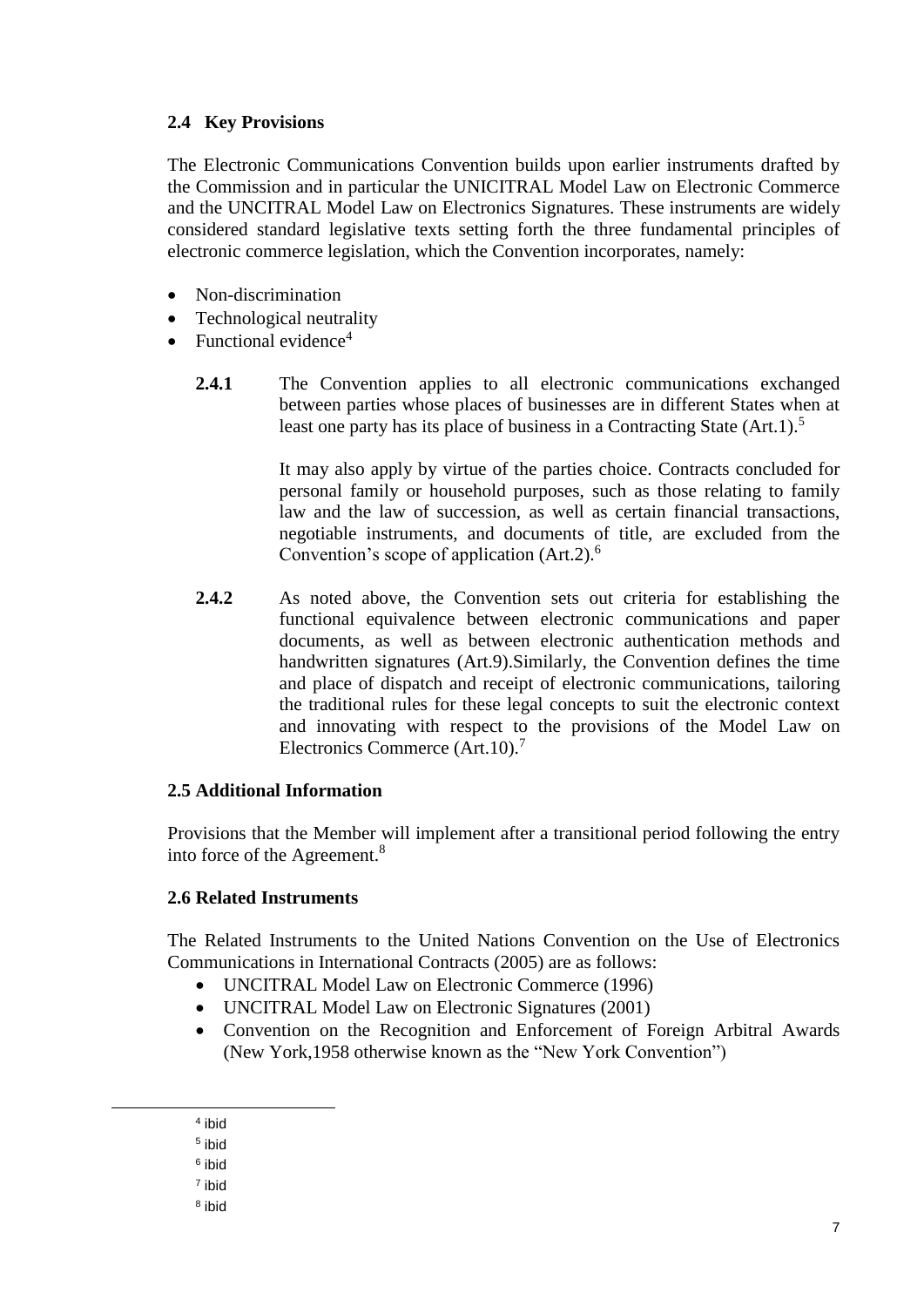### 2.4 Key Provisions

The Electronic Communications Convention builds upon earlier instruments drafted by the Commission and in particular the UNICITRAL Model Law on Electronic Commerce and the UNCITRAL Model Law on Electronics Signatures. These instruments are widely considered standard legislative texts setting forth the three fundamental principles of electronic commerce legislation, which the Convention incorporates, namely:

- Non-discrimination
- Technological neutrality
- Functional evidence[4]

**2.4.1** The Convention applies to all electronic communications exchanged between parties whose places of businesses are in different States when at least one party has its place of business in a Contracting State (Art.1).[5]

It may also apply by virtue of the parties choice. Contracts concluded for personal family or household purposes, such as those relating to family law and the law of succession, as well as certain financial transactions, negotiable instruments, and documents of title, are excluded from the Convention's scope of application (Art.2).[6]

**2.4.2** As noted above, the Convention sets out criteria for establishing the functional equivalence between electronic communications and paper documents, as well as between electronic authentication methods and handwritten signatures (Art.9).Similarly, the Convention defines the time and place of dispatch and receipt of electronic communications, tailoring the traditional rules for these legal concepts to suit the electronic context and innovating with respect to the provisions of the Model Law on Electronics Commerce (Art.10).[7]

### 2.5 Additional Information

Provisions that the Member will implement after a transitional period following the entry into force of the Agreement.[8]

### 2.6 Related Instruments

The Related Instruments to the United Nations Convention on the Use of Electronics Communications in International Contracts (2005) are as follows:

- UNCITRAL Model Law on Electronic Commerce (1996)
- UNCITRAL Model Law on Electronic Signatures (2001)
- Convention on the Recognition and Enforcement of Foreign Arbitral Awards (New York,1958 otherwise known as the "New York Convention")

---

[4] ibid
[5] ibid
[6] ibid
[7] ibid
[8] ibid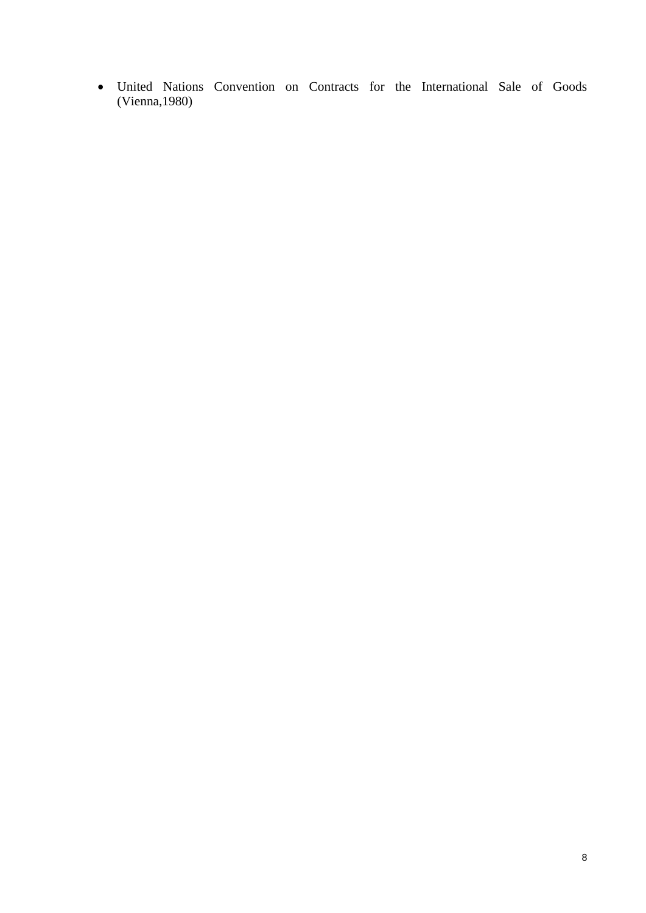- United Nations Convention on Contracts for the International Sale of Goods (Vienna,1980)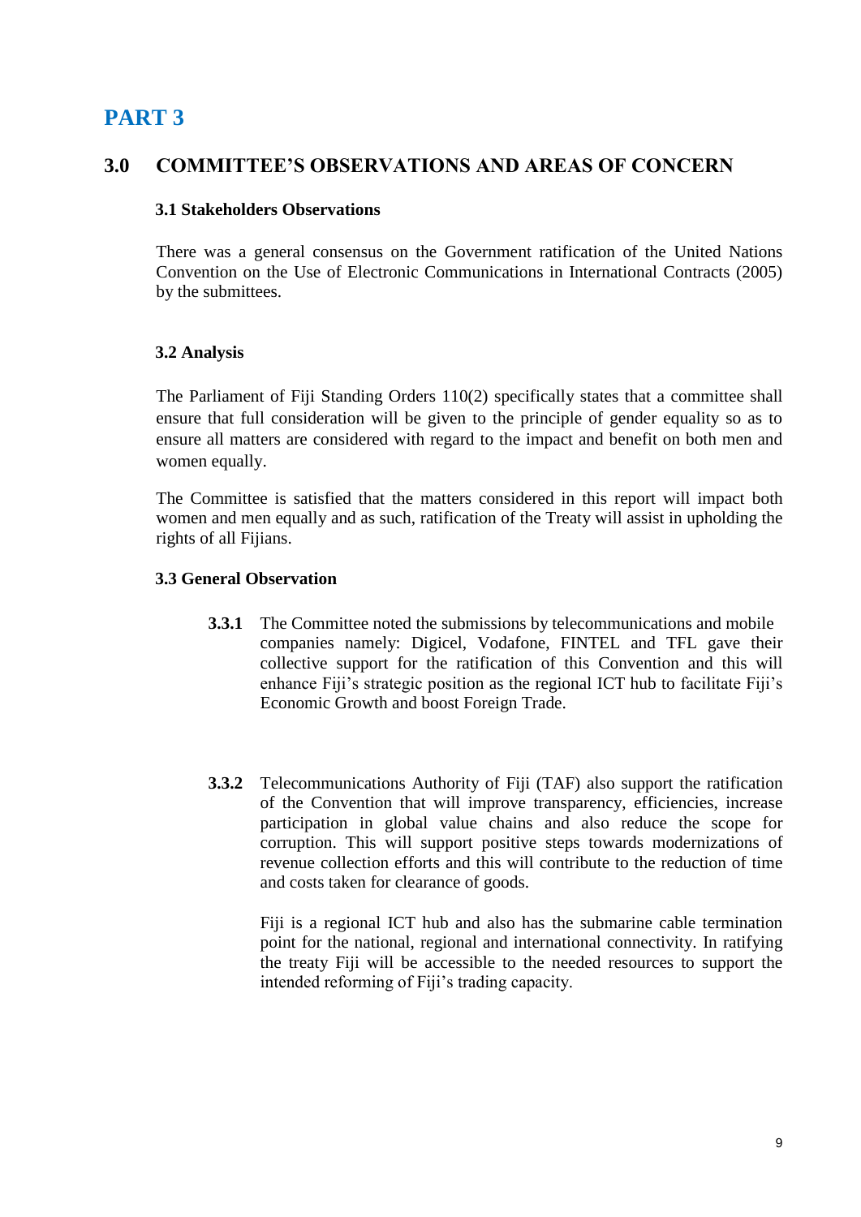# PART 3

## 3.0 COMMITTEE'S OBSERVATIONS AND AREAS OF CONCERN

### 3.1 Stakeholders Observations

There was a general consensus on the Government ratification of the United Nations Convention on the Use of Electronic Communications in International Contracts (2005) by the submittees.

### 3.2 Analysis

The Parliament of Fiji Standing Orders 110(2) specifically states that a committee shall ensure that full consideration will be given to the principle of gender equality so as to ensure all matters are considered with regard to the impact and benefit on both men and women equally.

The Committee is satisfied that the matters considered in this report will impact both women and men equally and as such, ratification of the Treaty will assist in upholding the rights of all Fijians.

### 3.3 General Observation

**3.3.1** The Committee noted the submissions by telecommunications and mobile companies namely: Digicel, Vodafone, FINTEL and TFL gave their collective support for the ratification of this Convention and this will enhance Fiji's strategic position as the regional ICT hub to facilitate Fiji's Economic Growth and boost Foreign Trade.

**3.3.2** Telecommunications Authority of Fiji (TAF) also support the ratification of the Convention that will improve transparency, efficiencies, increase participation in global value chains and also reduce the scope for corruption. This will support positive steps towards modernizations of revenue collection efforts and this will contribute to the reduction of time and costs taken for clearance of goods.

Fiji is a regional ICT hub and also has the submarine cable termination point for the national, regional and international connectivity. In ratifying the treaty Fiji will be accessible to the needed resources to support the intended reforming of Fiji's trading capacity.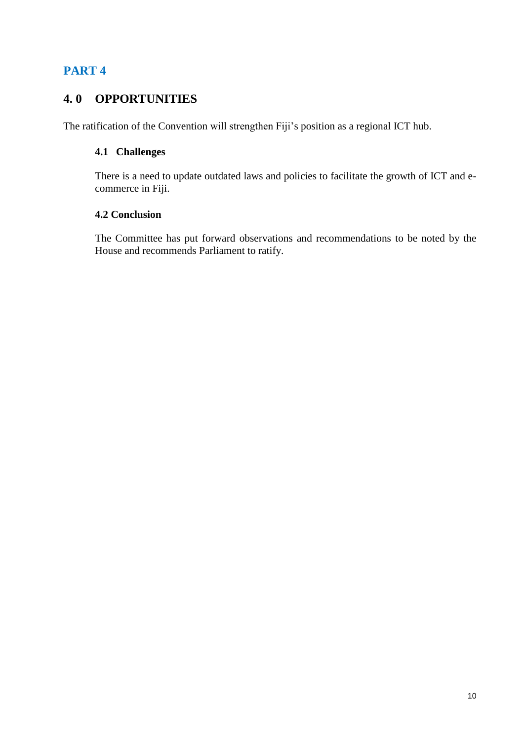# PART 4

## 4. 0 OPPORTUNITIES

The ratification of the Convention will strengthen Fiji's position as a regional ICT hub.

### 4.1 Challenges

There is a need to update outdated laws and policies to facilitate the growth of ICT and e-commerce in Fiji.

### 4.2 Conclusion

The Committee has put forward observations and recommendations to be noted by the House and recommends Parliament to ratify.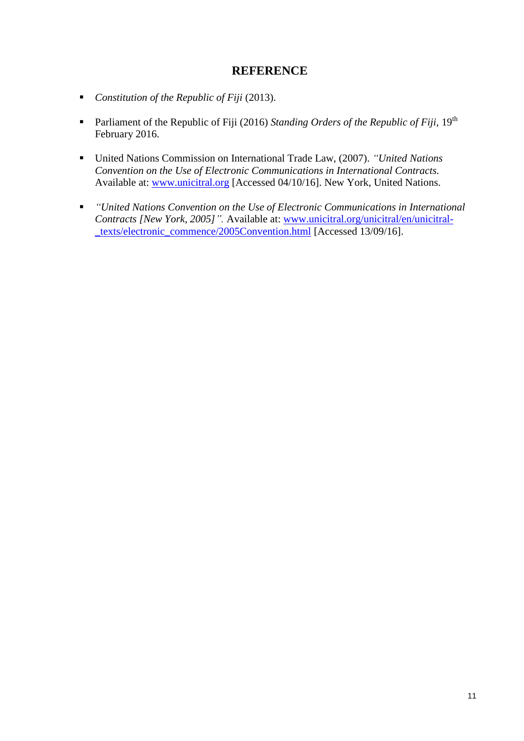# REFERENCE

- *Constitution of the Republic of Fiji* (2013).
- Parliament of the Republic of Fiji (2016) *Standing Orders of the Republic of Fiji,* 19th February 2016.
- United Nations Commission on International Trade Law, (2007). *"United Nations Convention on the Use of Electronic Communications in International Contracts.* Available at: www.unicitral.org [Accessed 04/10/16]. New York, United Nations.
- *"United Nations Convention on the Use of Electronic Communications in International Contracts [New York, 2005]".* Available at: www.unicitral.org/unicitral/en/unicitral-_texts/electronic_commence/2005Convention.html [Accessed 13/09/16].